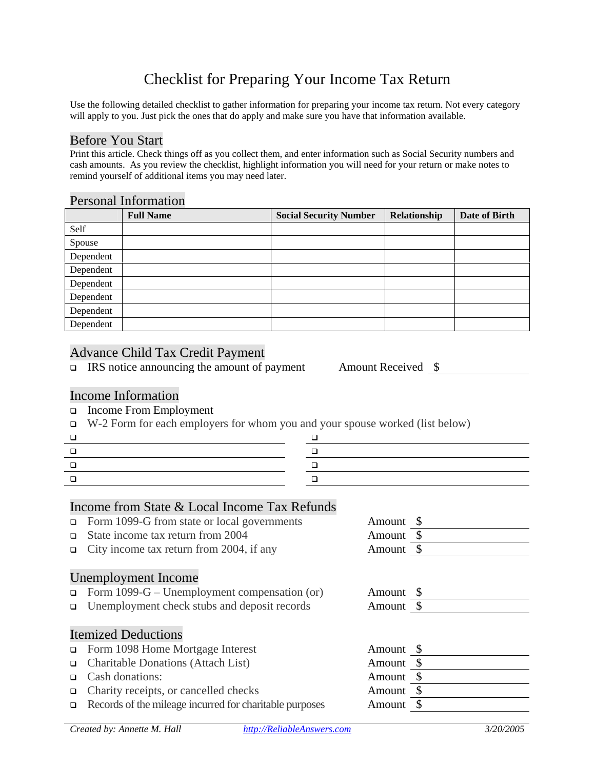# Checklist for Preparing Your Income Tax Return

Use the following detailed checklist to gather information for preparing your income tax return. Not every category will apply to you. Just pick the ones that do apply and make sure you have that information available.

## Before You Start

Print this article. Check things off as you collect them, and enter information such as Social Security numbers and cash amounts. As you review the checklist, highlight information you will need for your return or make notes to remind yourself of additional items you may need later.

## Personal Information

| | **Full Name** | **Social Security Number** | **Relationship** | **Date of Birth** |
|---|---|---|---|---|
| Self | | | | |
| Spouse | | | | |
| Dependent | | | | |
| Dependent | | | | |
| Dependent | | | | |
| Dependent | | | | |
| Dependent | | | | |
| Dependent | | | | |

## Advance Child Tax Credit Payment

- ❑ IRS notice announcing the amount of payment — Amount Received $ ______

## Income Information

- ❑ Income From Employment
- ❑ W-2 Form for each employers for whom you and your spouse worked (list below)

❑ ______ ❑ ______
❑ ______ ❑ ______
❑ ______ ❑ ______
❑ ______ ❑ ______

## Income from State & Local Income Tax Refunds

- ❑ Form 1099-G from state or local governments — Amount $ ______
- ❑ State income tax return from 2004 — Amount $ ______
- ❑ City income tax return from 2004, if any — Amount $ ______

## Unemployment Income

- ❑ Form 1099-G – Unemployment compensation (or) — Amount $ ______
- ❑ Unemployment check stubs and deposit records — Amount $ ______

## Itemized Deductions

- ❑ Form 1098 Home Mortgage Interest — Amount $ ______
- ❑ Charitable Donations (Attach List) — Amount $ ______
- ❑ Cash donations: — Amount $ ______
- ❑ Charity receipts, or cancelled checks — Amount $ ______
- ❑ Records of the mileage incurred for charitable purposes — Amount $ ______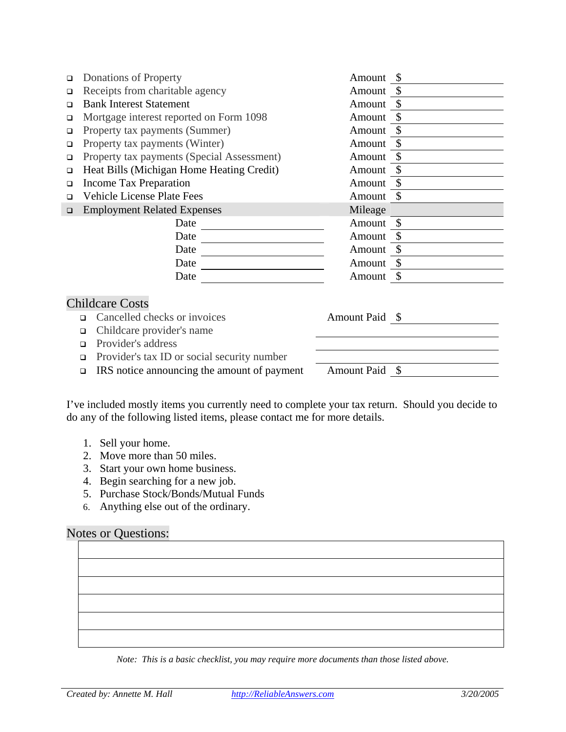| | |
|---|---|
| ❑ Donations of Property | Amount $ |
| ❑ Receipts from charitable agency | Amount $ |
| ❑ Bank Interest Statement | Amount $ |
| ❑ Mortgage interest reported on Form 1098 | Amount $ |
| ❑ Property tax payments (Summer) | Amount $ |
| ❑ Property tax payments (Winter) | Amount $ |
| ❑ Property tax payments (Special Assessment) | Amount $ |
| ❑ Heat Bills (Michigan Home Heating Credit) | Amount $ |
| ❑ Income Tax Preparation | Amount $ |
| ❑ Vehicle License Plate Fees | Amount $ |
| ❑ Employment Related Expenses | Mileage |
| Date | Amount $ |
| Date | Amount $ |
| Date | Amount $ |
| Date | Amount $ |
| Date | Amount $ |

## Childcare Costs

| | |
|---|---|
| ❑ Cancelled checks or invoices | Amount Paid $ |
| ❑ Childcare provider's name | |
| ❑ Provider's address | |
| ❑ Provider's tax ID or social security number | |
| ❑ IRS notice announcing the amount of payment | Amount Paid $ |

I've included mostly items you currently need to complete your tax return. Should you decide to do any of the following listed items, please contact me for more details.

1. Sell your home.
2. Move more than 50 miles.
3. Start your own home business.
4. Begin searching for a new job.
5. Purchase Stock/Bonds/Mutual Funds
6. Anything else out of the ordinary.

## Notes or Questions:

*Note: This is a basic checklist, you may require more documents than those listed above.*

*Created by: Annette M. Hall* http://ReliableAnswers.com *3/20/2005*